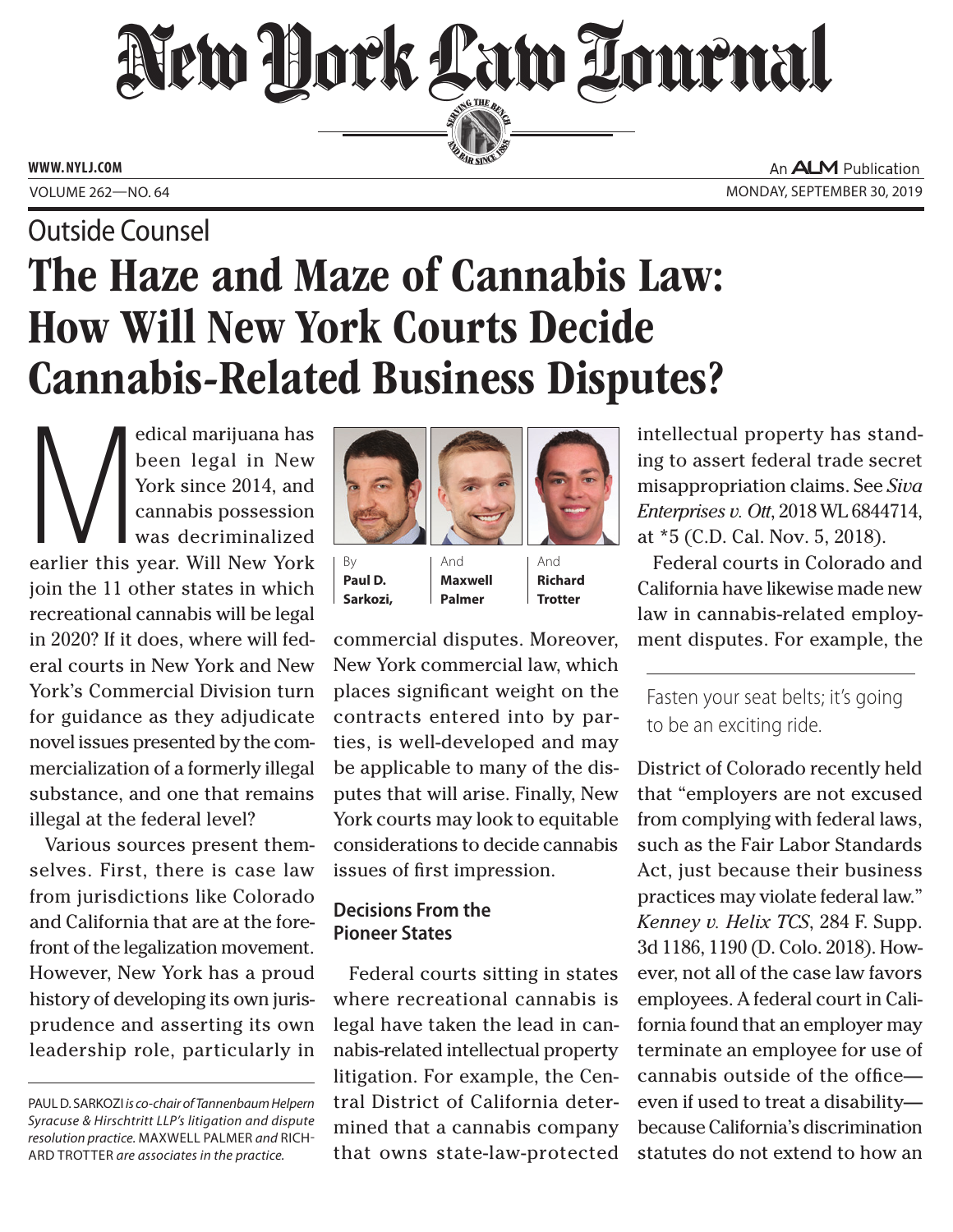# New York Law Journal

Outside Counsel

# The Haze and Maze of Cannabis Law: How Will New York Courts Decide Cannabis-Related Business Disputes?

By **Paul D. Sarkozi,** And **Maxwell Palmer** And **Richard Trotter**

Medical marijuana has been legal in New York since 2014, and cannabis possession was decriminalized earlier this year. Will New York join the 11 other states in which recreational cannabis will be legal in 2020? If it does, where will federal courts in New York and New York's Commercial Division turn for guidance as they adjudicate novel issues presented by the commercialization of a formerly illegal substance, and one that remains illegal at the federal level?

Various sources present themselves. First, there is case law from jurisdictions like Colorado and California that are at the forefront of the legalization movement. However, New York has a proud history of developing its own jurisprudence and asserting its own leadership role, particularly in commercial disputes. Moreover, New York commercial law, which places significant weight on the contracts entered into by parties, is well-developed and may be applicable to many of the disputes that will arise. Finally, New York courts may look to equitable considerations to decide cannabis issues of first impression.

PAUL D. SARKOZI *is co-chair of Tannenbaum Helpern Syracuse & Hirschtritt LLP's litigation and dispute resolution practice.* MAXWELL PALMER *and* RICHARD TROTTER *are associates in the practice.*

## Decisions From the Pioneer States

Federal courts sitting in states where recreational cannabis is legal have taken the lead in cannabis-related intellectual property litigation. For example, the Central District of California determined that a cannabis company that owns state-law-protected intellectual property has standing to assert federal trade secret misappropriation claims. See *Siva Enterprises v. Ott*, 2018 WL 6844714, at *5 (C.D. Cal. Nov. 5, 2018).

Federal courts in Colorado and California have likewise made new law in cannabis-related employment disputes. For example, the District of Colorado recently held that "employers are not excused from complying with federal laws, such as the Fair Labor Standards Act, just because their business practices may violate federal law." *Kenney v. Helix TCS*, 284 F. Supp. 3d 1186, 1190 (D. Colo. 2018). However, not all of the case law favors employees. A federal court in California found that an employer may terminate an employee for use of cannabis outside of the office—even if used to treat a disability—because California's discrimination statutes do not extend to how an

> Fasten your seat belts; it's going to be an exciting ride.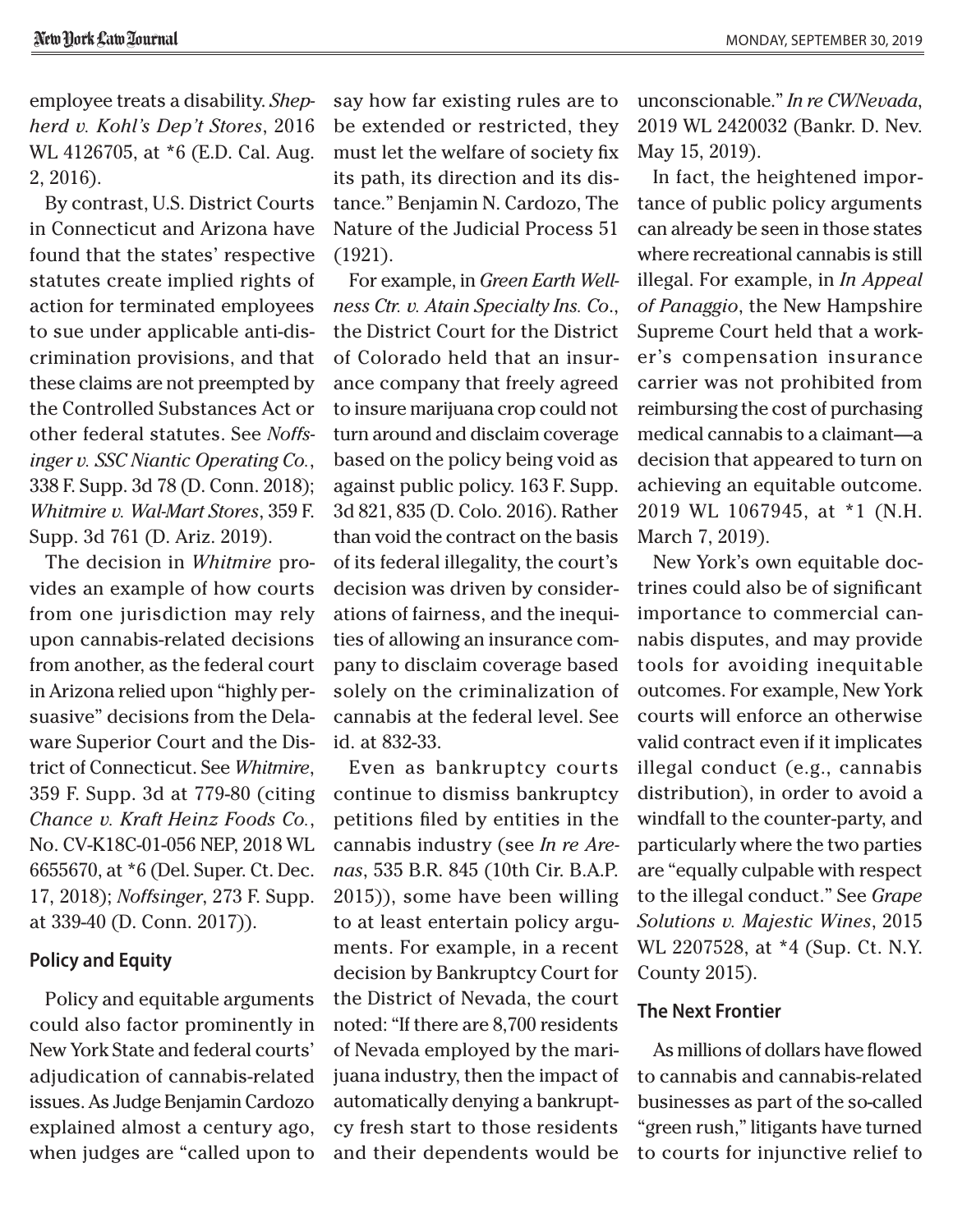employee treats a disability. *Shepherd v. Kohl's Dep't Stores*, 2016 WL 4126705, at *6 (E.D. Cal. Aug. 2, 2016).

By contrast, U.S. District Courts in Connecticut and Arizona have found that the states' respective statutes create implied rights of action for terminated employees to sue under applicable anti-discrimination provisions, and that these claims are not preempted by the Controlled Substances Act or other federal statutes. See *Noffsinger v. SSC Niantic Operating Co.*, 338 F. Supp. 3d 78 (D. Conn. 2018); *Whitmire v. Wal-Mart Stores*, 359 F. Supp. 3d 761 (D. Ariz. 2019).

The decision in *Whitmire* provides an example of how courts from one jurisdiction may rely upon cannabis-related decisions from another, as the federal court in Arizona relied upon "highly persuasive" decisions from the Delaware Superior Court and the District of Connecticut. See *Whitmire*, 359 F. Supp. 3d at 779-80 (citing *Chance v. Kraft Heinz Foods Co.*, No. CV-K18C-01-056 NEP, 2018 WL 6655670, at *6 (Del. Super. Ct. Dec. 17, 2018); *Noffsinger*, 273 F. Supp. at 339-40 (D. Conn. 2017)).

## Policy and Equity

Policy and equitable arguments could also factor prominently in New York State and federal courts' adjudication of cannabis-related issues. As Judge Benjamin Cardozo explained almost a century ago, when judges are "called upon to say how far existing rules are to be extended or restricted, they must let the welfare of society fix its path, its direction and its distance." Benjamin N. Cardozo, The Nature of the Judicial Process 51 (1921).

For example, in *Green Earth Wellness Ctr. v. Atain Specialty Ins. Co.*, the District Court for the District of Colorado held that an insurance company that freely agreed to insure marijuana crop could not turn around and disclaim coverage based on the policy being void as against public policy. 163 F. Supp. 3d 821, 835 (D. Colo. 2016). Rather than void the contract on the basis of its federal illegality, the court's decision was driven by considerations of fairness, and the inequities of allowing an insurance company to disclaim coverage based solely on the criminalization of cannabis at the federal level. See id. at 832-33.

Even as bankruptcy courts continue to dismiss bankruptcy petitions filed by entities in the cannabis industry (see *In re Arenas*, 535 B.R. 845 (10th Cir. B.A.P. 2015)), some have been willing to at least entertain policy arguments. For example, in a recent decision by Bankruptcy Court for the District of Nevada, the court noted: "If there are 8,700 residents of Nevada employed by the marijuana industry, then the impact of automatically denying a bankruptcy fresh start to those residents and their dependents would be unconscionable." *In re CWNevada*, 2019 WL 2420032 (Bankr. D. Nev. May 15, 2019).

In fact, the heightened importance of public policy arguments can already be seen in those states where recreational cannabis is still illegal. For example, in *In Appeal of Panaggio*, the New Hampshire Supreme Court held that a worker's compensation insurance carrier was not prohibited from reimbursing the cost of purchasing medical cannabis to a claimant—a decision that appeared to turn on achieving an equitable outcome. 2019 WL 1067945, at *1 (N.H. March 7, 2019).

New York's own equitable doctrines could also be of significant importance to commercial cannabis disputes, and may provide tools for avoiding inequitable outcomes. For example, New York courts will enforce an otherwise valid contract even if it implicates illegal conduct (e.g., cannabis distribution), in order to avoid a windfall to the counter-party, and particularly where the two parties are "equally culpable with respect to the illegal conduct." See *Grape Solutions v. Majestic Wines*, 2015 WL 2207528, at *4 (Sup. Ct. N.Y. County 2015).

## The Next Frontier

As millions of dollars have flowed to cannabis and cannabis-related businesses as part of the so-called "green rush," litigants have turned to courts for injunctive relief to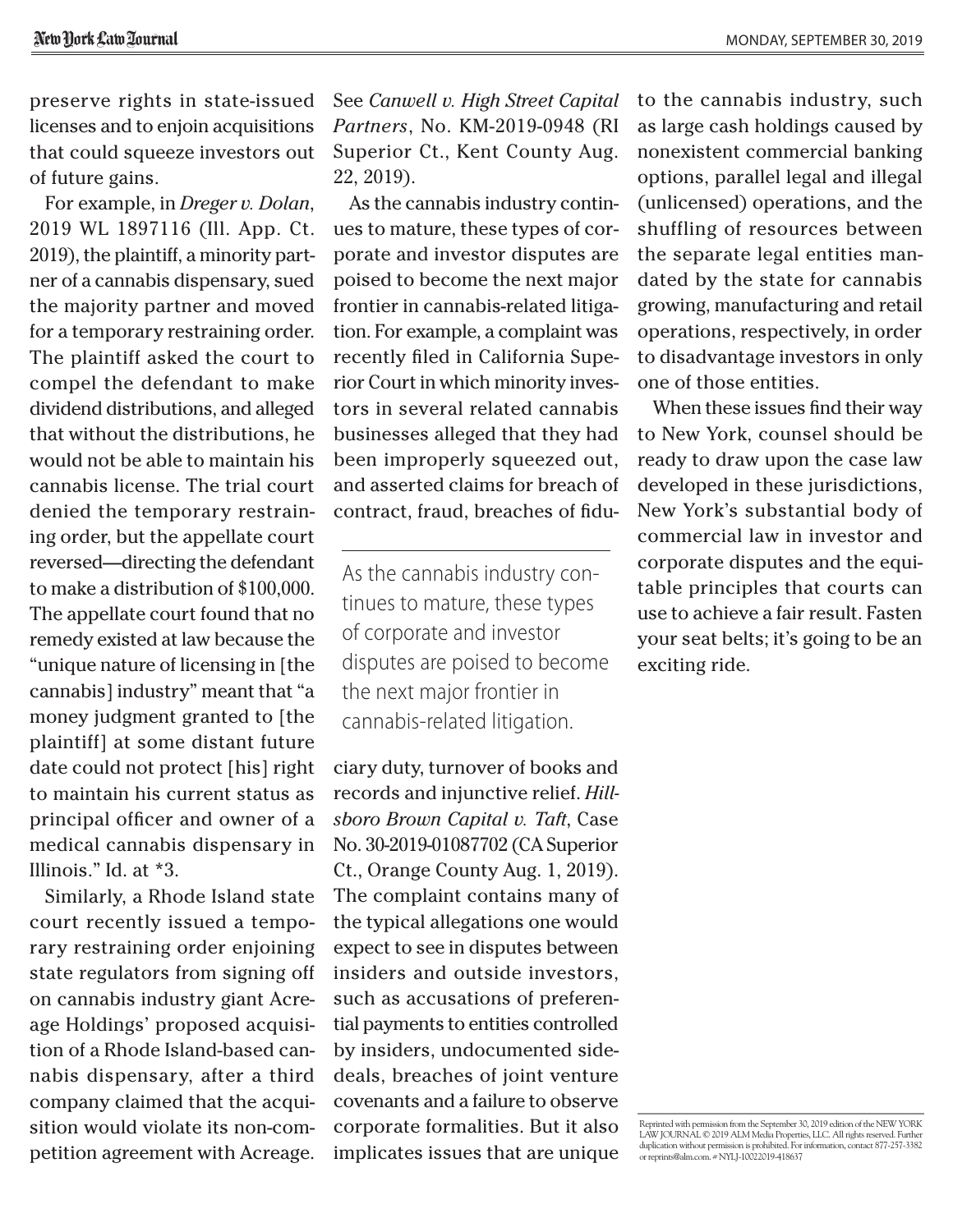preserve rights in state-issued licenses and to enjoin acquisitions that could squeeze investors out of future gains.

For example, in *Dreger v. Dolan*, 2019 WL 1897116 (Ill. App. Ct. 2019), the plaintiff, a minority partner of a cannabis dispensary, sued the majority partner and moved for a temporary restraining order. The plaintiff asked the court to compel the defendant to make dividend distributions, and alleged that without the distributions, he would not be able to maintain his cannabis license. The trial court denied the temporary restraining order, but the appellate court reversed—directing the defendant to make a distribution of $100,000. The appellate court found that no remedy existed at law because the "unique nature of licensing in [the cannabis] industry" meant that "a money judgment granted to [the plaintiff] at some distant future date could not protect [his] right to maintain his current status as principal officer and owner of a medical cannabis dispensary in Illinois." Id. at *3.

Similarly, a Rhode Island state court recently issued a temporary restraining order enjoining state regulators from signing off on cannabis industry giant Acreage Holdings' proposed acquisition of a Rhode Island-based cannabis dispensary, after a third company claimed that the acquisition would violate its non-competition agreement with Acreage. See *Canwell v. High Street Capital Partners*, No. KM-2019-0948 (RI Superior Ct., Kent County Aug. 22, 2019).

As the cannabis industry continues to mature, these types of corporate and investor disputes are poised to become the next major frontier in cannabis-related litigation. For example, a complaint was recently filed in California Superior Court in which minority investors in several related cannabis businesses alleged that they had been improperly squeezed out, and asserted claims for breach of contract, fraud, breaches of fiduciary duty, turnover of books and records and injunctive relief. *Hillsboro Brown Capital v. Taft*, Case No. 30-2019-01087702 (CA Superior Ct., Orange County Aug. 1, 2019). The complaint contains many of the typical allegations one would expect to see in disputes between insiders and outside investors, such as accusations of preferential payments to entities controlled by insiders, undocumented side-deals, breaches of joint venture covenants and a failure to observe corporate formalities. But it also implicates issues that are unique to the cannabis industry, such as large cash holdings caused by nonexistent commercial banking options, parallel legal and illegal (unlicensed) operations, and the shuffling of resources between the separate legal entities mandated by the state for cannabis growing, manufacturing and retail operations, respectively, in order to disadvantage investors in only one of those entities.

> As the cannabis industry continues to mature, these types of corporate and investor disputes are poised to become the next major frontier in cannabis-related litigation.

When these issues find their way to New York, counsel should be ready to draw upon the case law developed in these jurisdictions, New York's substantial body of commercial law in investor and corporate disputes and the equitable principles that courts can use to achieve a fair result. Fasten your seat belts; it's going to be an exciting ride.

Reprinted with permission from the September 30, 2019 edition of the NEW YORK LAW JOURNAL © 2019 ALM Media Properties, LLC. All rights reserved. Further duplication without permission is prohibited. For information, contact 877-257-3382 or reprints@alm.com. # NYLJ-10022019-418637